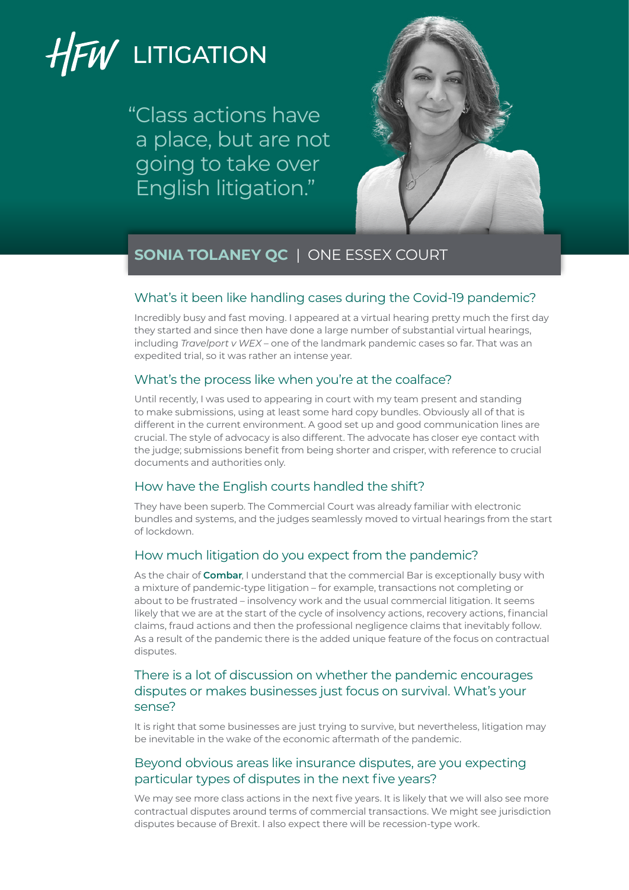# HFW LITIGATION

"Class actions have a place, but are not going to take over English litigation."

## SONIA TOLANEY QC | ONE ESSEX COURT

### What's it been like handling cases during the Covid-19 pandemic?

Incredibly busy and fast moving. I appeared at a virtual hearing pretty much the first day they started and since then have done a large number of substantial virtual hearings, including *Travelport v WEX* – one of the landmark pandemic cases so far. That was an expedited trial, so it was rather an intense year.

### What's the process like when you're at the coalface?

Until recently, I was used to appearing in court with my team present and standing to make submissions, using at least some hard copy bundles. Obviously all of that is different in the current environment. A good set up and good communication lines are crucial. The style of advocacy is also different. The advocate has closer eye contact with the judge; submissions benefit from being shorter and crisper, with reference to crucial documents and authorities only.

### How have the English courts handled the shift?

They have been superb. The Commercial Court was already familiar with electronic bundles and systems, and the judges seamlessly moved to virtual hearings from the start of lockdown.

### How much litigation do you expect from the pandemic?

As the chair of **Combar**, I understand that the commercial Bar is exceptionally busy with a mixture of pandemic-type litigation – for example, transactions not completing or about to be frustrated – insolvency work and the usual commercial litigation. It seems likely that we are at the start of the cycle of insolvency actions, recovery actions, financial claims, fraud actions and then the professional negligence claims that inevitably follow. As a result of the pandemic there is the added unique feature of the focus on contractual disputes.

### There is a lot of discussion on whether the pandemic encourages disputes or makes businesses just focus on survival. What's your sense?

It is right that some businesses are just trying to survive, but nevertheless, litigation may be inevitable in the wake of the economic aftermath of the pandemic.

### Beyond obvious areas like insurance disputes, are you expecting particular types of disputes in the next five years?

We may see more class actions in the next five years. It is likely that we will also see more contractual disputes around terms of commercial transactions. We might see jurisdiction disputes because of Brexit. I also expect there will be recession-type work.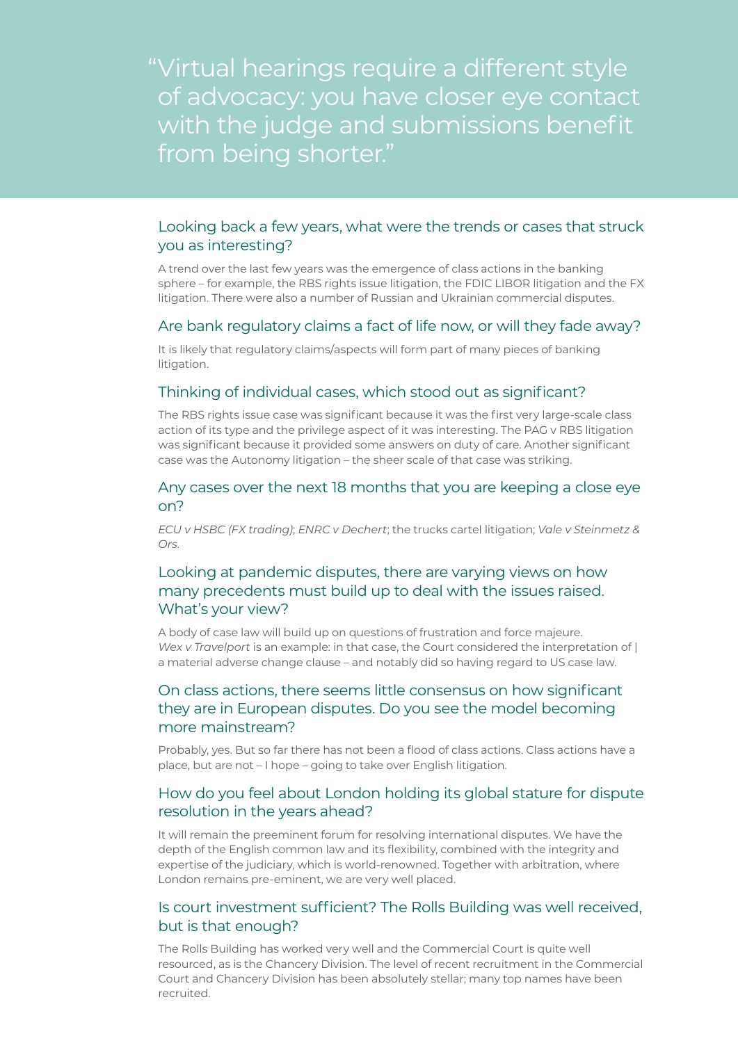> “Virtual hearings require a different style of advocacy: you have closer eye contact with the judge and submissions benefit from being shorter.”

## Looking back a few years, what were the trends or cases that struck you as interesting?

A trend over the last few years was the emergence of class actions in the banking sphere – for example, the RBS rights issue litigation, the FDIC LIBOR litigation and the FX litigation. There were also a number of Russian and Ukrainian commercial disputes.

## Are bank regulatory claims a fact of life now, or will they fade away?

It is likely that regulatory claims/aspects will form part of many pieces of banking litigation.

## Thinking of individual cases, which stood out as significant?

The RBS rights issue case was significant because it was the first very large-scale class action of its type and the privilege aspect of it was interesting. The PAG v RBS litigation was significant because it provided some answers on duty of care. Another significant case was the Autonomy litigation – the sheer scale of that case was striking.

## Any cases over the next 18 months that you are keeping a close eye on?

*ECU v HSBC (FX trading)*; *ENRC v Dechert*; the trucks cartel litigation; *Vale v Steinmetz & Ors*.

## Looking at pandemic disputes, there are varying views on how many precedents must build up to deal with the issues raised. What’s your view?

A body of case law will build up on questions of frustration and force majeure. *Wex v Travelport* is an example: in that case, the Court considered the interpretation of | a material adverse change clause – and notably did so having regard to US case law.

## On class actions, there seems little consensus on how significant they are in European disputes. Do you see the model becoming more mainstream?

Probably, yes. But so far there has not been a flood of class actions. Class actions have a place, but are not – I hope – going to take over English litigation.

## How do you feel about London holding its global stature for dispute resolution in the years ahead?

It will remain the preeminent forum for resolving international disputes. We have the depth of the English common law and its flexibility, combined with the integrity and expertise of the judiciary, which is world-renowned. Together with arbitration, where London remains pre-eminent, we are very well placed.

## Is court investment sufficient? The Rolls Building was well received, but is that enough?

The Rolls Building has worked very well and the Commercial Court is quite well resourced, as is the Chancery Division. The level of recent recruitment in the Commercial Court and Chancery Division has been absolutely stellar; many top names have been recruited.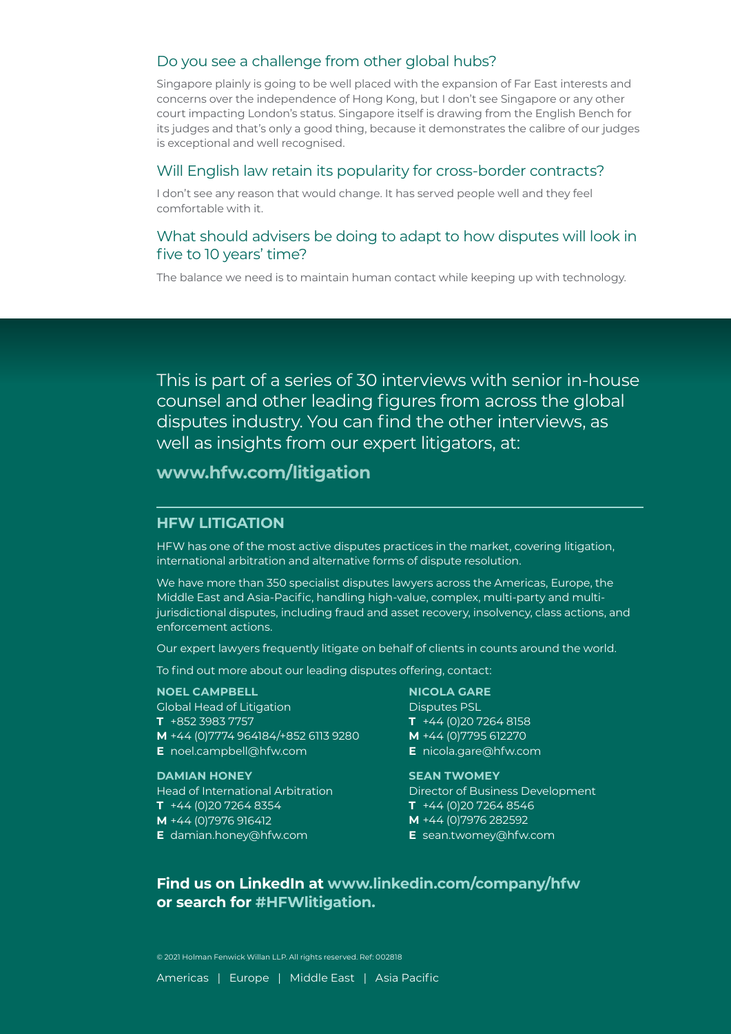### Do you see a challenge from other global hubs?

Singapore plainly is going to be well placed with the expansion of Far East interests and concerns over the independence of Hong Kong, but I don't see Singapore or any other court impacting London's status. Singapore itself is drawing from the English Bench for its judges and that's only a good thing, because it demonstrates the calibre of our judges is exceptional and well recognised.

### Will English law retain its popularity for cross-border contracts?

I don't see any reason that would change. It has served people well and they feel comfortable with it.

### What should advisers be doing to adapt to how disputes will look in five to 10 years' time?

The balance we need is to maintain human contact while keeping up with technology.

This is part of a series of 30 interviews with senior in-house counsel and other leading figures from across the global disputes industry. You can find the other interviews, as well as insights from our expert litigators, at:

**www.hfw.com/litigation**

## HFW LITIGATION

HFW has one of the most active disputes practices in the market, covering litigation, international arbitration and alternative forms of dispute resolution.

We have more than 350 specialist disputes lawyers across the Americas, Europe, the Middle East and Asia-Pacific, handling high-value, complex, multi-party and multi-jurisdictional disputes, including fraud and asset recovery, insolvency, class actions, and enforcement actions.

Our expert lawyers frequently litigate on behalf of clients in counts around the world.

To find out more about our leading disputes offering, contact:

**NOEL CAMPBELL**
Global Head of Litigation
**T** +852 3983 7757
**M** +44 (0)7774 964184/+852 6113 9280
**E** noel.campbell@hfw.com

**DAMIAN HONEY**
Head of International Arbitration
**T** +44 (0)20 7264 8354
**M** +44 (0)7976 916412
**E** damian.honey@hfw.com

**NICOLA GARE**
Disputes PSL
**T** +44 (0)20 7264 8158
**M** +44 (0)7795 612270
**E** nicola.gare@hfw.com

**SEAN TWOMEY**
Director of Business Development
**T** +44 (0)20 7264 8546
**M** +44 (0)7976 282592
**E** sean.twomey@hfw.com

**Find us on LinkedIn at www.linkedin.com/company/hfw or search for #HFWlitigation.**

© 2021 Holman Fenwick Willan LLP. All rights reserved. Ref: 002818

Americas | Europe | Middle East | Asia Pacific